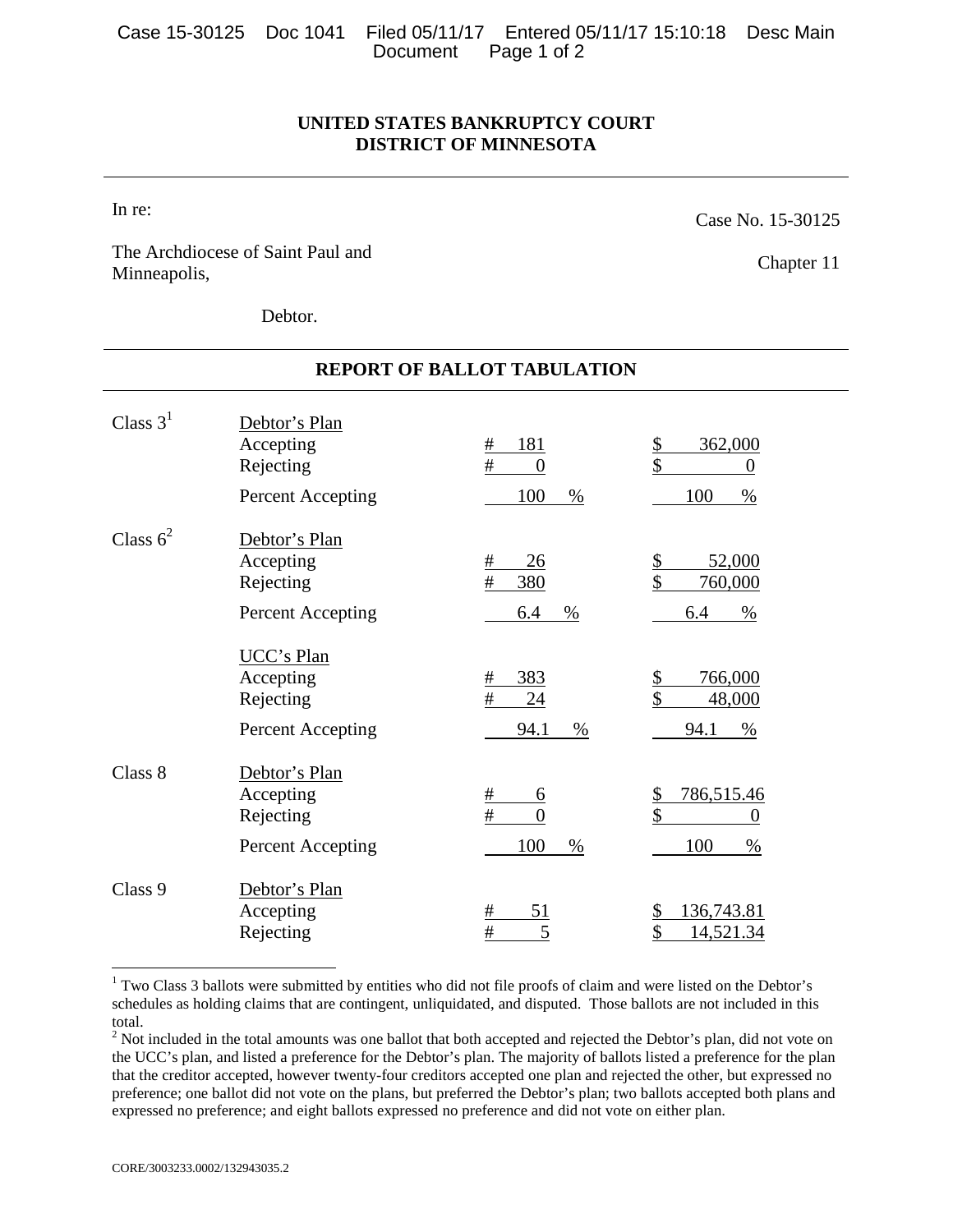**UNITED STATES BANKRUPTCY COURT**
**DISTRICT OF MINNESOTA**

In re:

The Archdiocese of Saint Paul and Minneapolis,

Debtor.

Case No. 15-30125

Chapter 11

## REPORT OF BALLOT TABULATION

| Class | Plan / Vote | # | $ |
|---|---|---|---|
| Class 3[1] | Debtor's Plan | | |
| | Accepting | # 181 | $ 362,000 |
| | Rejecting | # 0 | $ 0 |
| | Percent Accepting | 100 % | 100 % |
| Class 6[2] | Debtor's Plan | | |
| | Accepting | # 26 | $ 52,000 |
| | Rejecting | # 380 | $ 760,000 |
| | Percent Accepting | 6.4 % | 6.4 % |
| | UCC's Plan | | |
| | Accepting | # 383 | $ 766,000 |
| | Rejecting | # 24 | $ 48,000 |
| | Percent Accepting | 94.1 % | 94.1 % |
| Class 8 | Debtor's Plan | | |
| | Accepting | # 6 | $ 786,515.46 |
| | Rejecting | # 0 | $ 0 |
| | Percent Accepting | 100 % | 100 % |
| Class 9 | Debtor's Plan | | |
| | Accepting | # 51 | $ 136,743.81 |
| | Rejecting | # 5 | $ 14,521.34 |

[1] Two Class 3 ballots were submitted by entities who did not file proofs of claim and were listed on the Debtor's schedules as holding claims that are contingent, unliquidated, and disputed. Those ballots are not included in this total.

[2] Not included in the total amounts was one ballot that both accepted and rejected the Debtor's plan, did not vote on the UCC's plan, and listed a preference for the Debtor's plan. The majority of ballots listed a preference for the plan that the creditor accepted, however twenty-four creditors accepted one plan and rejected the other, but expressed no preference; one ballot did not vote on the plans, but preferred the Debtor's plan; two ballots accepted both plans and expressed no preference; and eight ballots expressed no preference and did not vote on either plan.

CORE/3003233.0002/132943035.2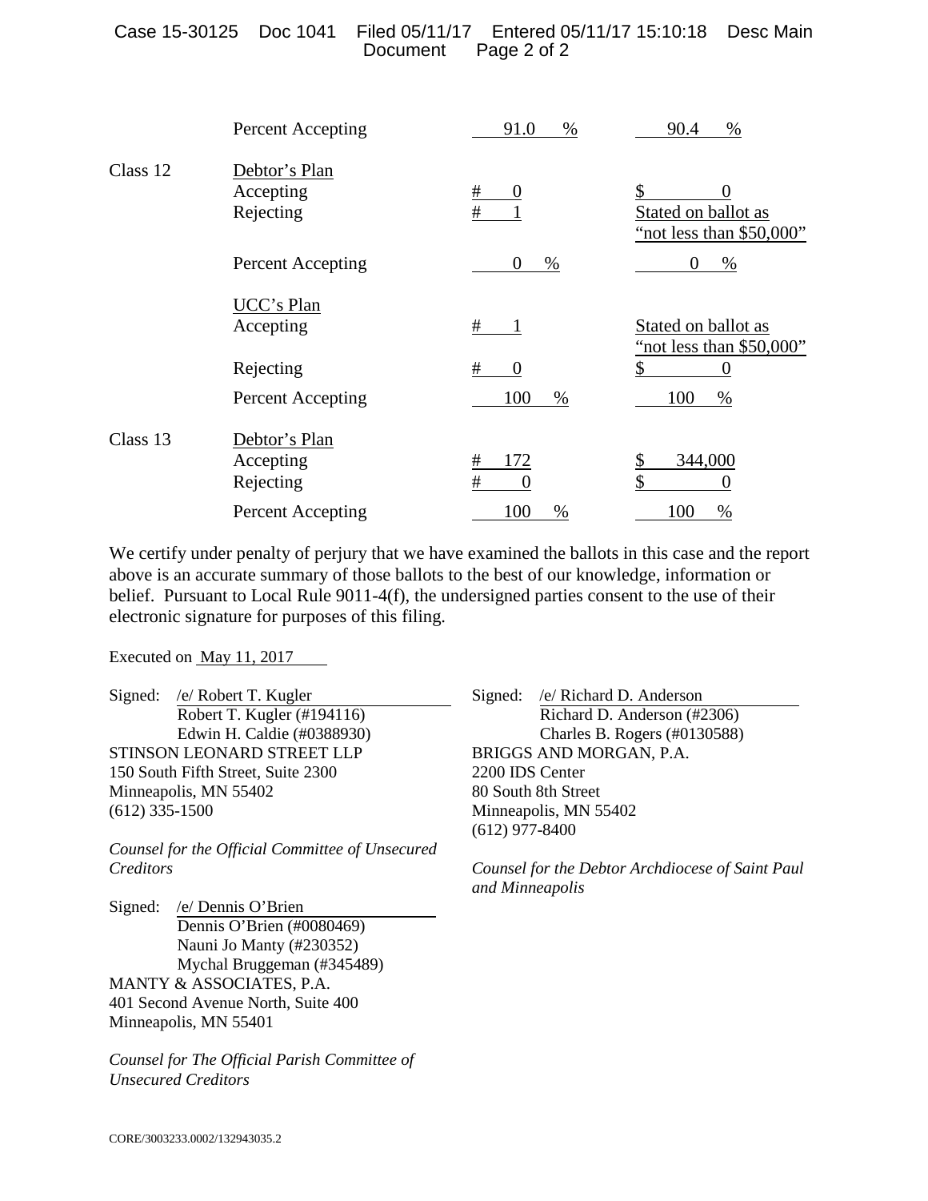| | | | |
|---|---|---|---|
| | Percent Accepting | 91.0 % | 90.4 % |
| Class 12 | Debtor's Plan | | |
| | Accepting | # 0 | $ 0 |
| | Rejecting | # 1 | Stated on ballot as "not less than $50,000" |
| | Percent Accepting | 0 % | 0 % |
| | UCC's Plan | | |
| | Accepting | # 1 | Stated on ballot as "not less than $50,000" |
| | Rejecting | # 0 | $ 0 |
| | Percent Accepting | 100 % | 100 % |
| Class 13 | Debtor's Plan | | |
| | Accepting | # 172 | $ 344,000 |
| | Rejecting | # 0 | $ 0 |
| | Percent Accepting | 100 % | 100 % |

We certify under penalty of perjury that we have examined the ballots in this case and the report above is an accurate summary of those ballots to the best of our knowledge, information or belief. Pursuant to Local Rule 9011-4(f), the undersigned parties consent to the use of their electronic signature for purposes of this filing.

Executed on May 11, 2017

Signed: /e/ Robert T. Kugler
Robert T. Kugler (#194116)
Edwin H. Caldie (#0388930)
STINSON LEONARD STREET LLP
150 South Fifth Street, Suite 2300
Minneapolis, MN 55402
(612) 335-1500

*Counsel for the Official Committee of Unsecured Creditors*

Signed: /e/ Richard D. Anderson
Richard D. Anderson (#2306)
Charles B. Rogers (#0130588)
BRIGGS AND MORGAN, P.A.
2200 IDS Center
80 South 8th Street
Minneapolis, MN 55402
(612) 977-8400

*Counsel for the Debtor Archdiocese of Saint Paul and Minneapolis*

Signed: /e/ Dennis O'Brien
Dennis O'Brien (#0080469)
Nauni Jo Manty (#230352)
Mychal Bruggeman (#345489)
MANTY & ASSOCIATES, P.A.
401 Second Avenue North, Suite 400
Minneapolis, MN 55401

*Counsel for The Official Parish Committee of Unsecured Creditors*

CORE/3003233.0002/132943035.2